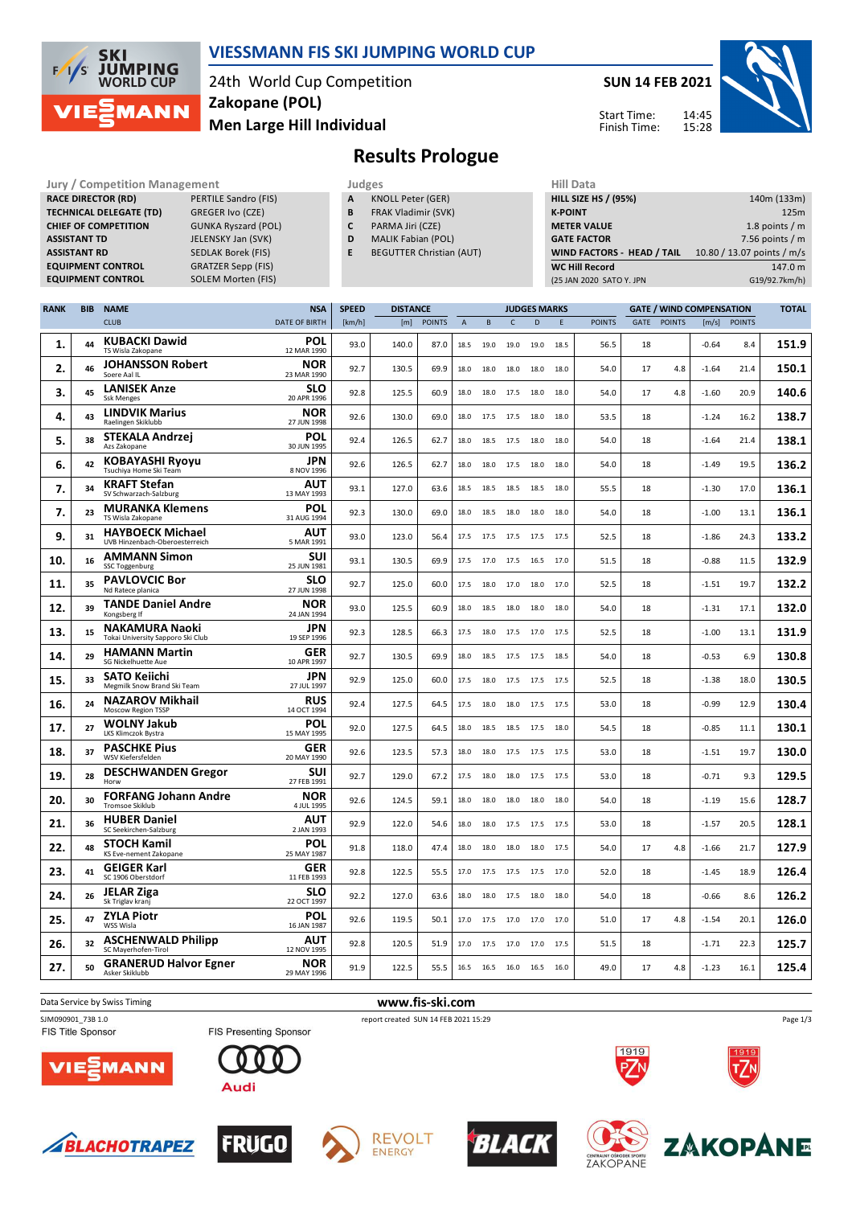# VIESSMANN FIS SKI JUMPING WORLD CUP

24th World Cup Competition
**Zakopane (POL)**
**Men Large Hill Individual**

**SUN 14 FEB 2021**

Start Time: 14:45
Finish Time: 15:28

## Results Prologue

| Jury / Competition Management | |
|---|---|
| RACE DIRECTOR (RD) | PERTILE Sandro (FIS) |
| TECHNICAL DELEGATE (TD) | GREGER Ivo (CZE) |
| CHIEF OF COMPETITION | GUNKA Ryszard (POL) |
| ASSISTANT TD | JELENSKY Jan (SVK) |
| ASSISTANT RD | SEDLAK Borek (FIS) |
| EQUIPMENT CONTROL | GRATZER Sepp (FIS) |
| EQUIPMENT CONTROL | SOLEM Morten (FIS) |

| Judges | |
|---|---|
| A | KNOLL Peter (GER) |
| B | FRAK Vladimir (SVK) |
| C | PARMA Jiri (CZE) |
| D | MALIK Fabian (POL) |
| E | BEGUTTER Christian (AUT) |

| Hill Data | |
|---|---|
| HILL SIZE HS / (95%) | 140m (133m) |
| K-POINT | 125m |
| METER VALUE | 1.8 points / m |
| GATE FACTOR | 7.56 points / m |
| WIND FACTORS - HEAD / TAIL | 10.80 / 13.07 points / m/s |
| WC Hill Record | 147.0 m |
| (25 JAN 2020 SATO Y. JPN | G19/92.7km/h) |

| RANK | BIB | NAME / CLUB | NSA / DATE OF BIRTH | SPEED [km/h] | DISTANCE [m] | DISTANCE POINTS | A | B | C | D | E | JUDGES POINTS | GATE | GATE POINTS | WIND [m/s] | WIND POINTS | TOTAL |
|---|---|---|---|---|---|---|---|---|---|---|---|---|---|---|---|---|---|
| 1. | 44 | **KUBACKI Dawid** TS Wisla Zakopane | POL 12 MAR 1990 | 93.0 | 140.0 | 87.0 | 18.5 | 19.0 | 19.0 | 19.0 | 18.5 | 56.5 | 18 | | -0.64 | 8.4 | 151.9 |
| 2. | 46 | **JOHANSSON Robert** Soere Aal IL | NOR 23 MAR 1990 | 92.7 | 130.5 | 69.9 | 18.0 | 18.0 | 18.0 | 18.0 | 18.0 | 54.0 | 17 | 4.8 | -1.64 | 21.4 | 150.1 |
| 3. | 45 | **LANISEK Anze** Ssk Menges | SLO 20 APR 1996 | 92.8 | 125.5 | 60.9 | 18.0 | 18.0 | 17.5 | 18.0 | 18.0 | 54.0 | 17 | 4.8 | -1.60 | 20.9 | 140.6 |
| 4. | 43 | **LINDVIK Marius** Raelingen Skiklubb | NOR 27 JUN 1998 | 92.6 | 130.0 | 69.0 | 18.0 | 17.5 | 17.5 | 18.0 | 18.0 | 53.5 | 18 | | -1.24 | 16.2 | 138.7 |
| 5. | 38 | **STEKALA Andrzej** Azs Zakopane | POL 30 JUN 1995 | 92.4 | 126.5 | 62.7 | 18.0 | 18.5 | 17.5 | 18.0 | 18.0 | 54.0 | 18 | | -1.64 | 21.4 | 138.1 |
| 6. | 42 | **KOBAYASHI Ryoyu** Tsuchiya Home Ski Team | JPN 8 NOV 1996 | 92.6 | 126.5 | 62.7 | 18.0 | 18.0 | 17.5 | 18.0 | 18.0 | 54.0 | 18 | | -1.49 | 19.5 | 136.2 |
| 7. | 34 | **KRAFT Stefan** SV Schwarzach-Salzburg | AUT 13 MAY 1993 | 93.1 | 127.0 | 63.6 | 18.5 | 18.5 | 18.5 | 18.5 | 18.0 | 55.5 | 18 | | -1.30 | 17.0 | 136.1 |
| 7. | 23 | **MURANKA Klemens** TS Wisla Zakopane | POL 31 AUG 1994 | 92.3 | 130.0 | 69.0 | 18.0 | 18.5 | 18.0 | 18.0 | 18.0 | 54.0 | 18 | | -1.00 | 13.1 | 136.1 |
| 9. | 31 | **HAYBOECK Michael** UVB Hinzenbach-Oberoesterreich | AUT 5 MAR 1991 | 93.0 | 123.0 | 56.4 | 17.5 | 17.5 | 17.5 | 17.5 | 17.5 | 52.5 | 18 | | -1.86 | 24.3 | 133.2 |
| 10. | 16 | **AMMANN Simon** SSC Toggenburg | SUI 25 JUN 1981 | 93.1 | 130.5 | 69.9 | 17.5 | 17.0 | 17.5 | 16.5 | 17.0 | 51.5 | 18 | | -0.88 | 11.5 | 132.9 |
| 11. | 35 | **PAVLOVCIC Bor** Nd Ratece planica | SLO 27 JUN 1998 | 92.7 | 125.0 | 60.0 | 17.5 | 18.0 | 17.0 | 18.0 | 17.0 | 52.5 | 18 | | -1.51 | 19.7 | 132.2 |
| 12. | 39 | **TANDE Daniel Andre** Kongsberg If | NOR 24 JAN 1994 | 93.0 | 125.5 | 60.9 | 18.0 | 18.5 | 18.0 | 18.0 | 18.0 | 54.0 | 18 | | -1.31 | 17.1 | 132.0 |
| 13. | 15 | **NAKAMURA Naoki** Tokai University Sapporo Ski Club | JPN 19 SEP 1996 | 92.3 | 128.5 | 66.3 | 17.5 | 18.0 | 17.5 | 17.0 | 17.5 | 52.5 | 18 | | -1.00 | 13.1 | 131.9 |
| 14. | 29 | **HAMANN Martin** SG Nickelhuette Aue | GER 10 APR 1997 | 92.7 | 130.5 | 69.9 | 18.0 | 18.5 | 17.5 | 17.5 | 18.5 | 54.0 | 18 | | -0.53 | 6.9 | 130.8 |
| 15. | 33 | **SATO Keiichi** Megmilk Snow Brand Ski Team | JPN 27 JUL 1997 | 92.9 | 125.0 | 60.0 | 17.5 | 18.0 | 17.5 | 17.5 | 17.5 | 52.5 | 18 | | -1.38 | 18.0 | 130.5 |
| 16. | 24 | **NAZAROV Mikhail** Moscow Region TSSP | RUS 14 OCT 1994 | 92.4 | 127.5 | 64.5 | 17.5 | 18.0 | 18.0 | 17.5 | 17.5 | 53.0 | 18 | | -0.99 | 12.9 | 130.4 |
| 17. | 27 | **WOLNY Jakub** LKS Klimczok Bystra | POL 15 MAY 1995 | 92.0 | 127.5 | 64.5 | 18.0 | 18.5 | 18.5 | 17.5 | 18.0 | 54.5 | 18 | | -0.85 | 11.1 | 130.1 |
| 18. | 37 | **PASCHKE Pius** WSV Kiefersfelden | GER 20 MAY 1990 | 92.6 | 123.5 | 57.3 | 18.0 | 18.0 | 17.5 | 17.5 | 17.5 | 53.0 | 18 | | -1.51 | 19.7 | 130.0 |
| 19. | 28 | **DESCHWANDEN Gregor** Horw | SUI 27 FEB 1991 | 92.7 | 129.0 | 67.2 | 17.5 | 18.0 | 18.0 | 17.5 | 17.5 | 53.0 | 18 | | -0.71 | 9.3 | 129.5 |
| 20. | 30 | **FORFANG Johann Andre** Tromsoe Skiklub | NOR 4 JUL 1995 | 92.6 | 124.5 | 59.1 | 18.0 | 18.0 | 18.0 | 18.0 | 18.0 | 54.0 | 18 | | -1.19 | 15.6 | 128.7 |
| 21. | 36 | **HUBER Daniel** SC Seekirchen-Salzburg | AUT 2 JAN 1993 | 92.9 | 122.0 | 54.6 | 18.0 | 18.0 | 17.5 | 17.5 | 17.5 | 53.0 | 18 | | -1.57 | 20.5 | 128.1 |
| 22. | 48 | **STOCH Kamil** KS Eve-nement Zakopane | POL 25 MAY 1987 | 91.8 | 118.0 | 47.4 | 18.0 | 18.0 | 18.0 | 18.0 | 17.5 | 54.0 | 17 | 4.8 | -1.66 | 21.7 | 127.9 |
| 23. | 41 | **GEIGER Karl** SC 1906 Oberstdorf | GER 11 FEB 1993 | 92.8 | 122.5 | 55.5 | 17.0 | 17.5 | 17.5 | 17.5 | 17.0 | 52.0 | 18 | | -1.45 | 18.9 | 126.4 |
| 24. | 26 | **JELAR Ziga** Sk Triglav kranj | SLO 22 OCT 1997 | 92.2 | 127.0 | 63.6 | 18.0 | 18.0 | 17.5 | 18.0 | 18.0 | 54.0 | 18 | | -0.66 | 8.6 | 126.2 |
| 25. | 47 | **ZYLA Piotr** WSS Wisla | POL 16 JAN 1987 | 92.6 | 119.5 | 50.1 | 17.0 | 17.5 | 17.0 | 17.0 | 17.0 | 51.0 | 17 | 4.8 | -1.54 | 20.1 | 126.0 |
| 26. | 32 | **ASCHENWALD Philipp** SC Mayerhofen-Tirol | AUT 12 NOV 1995 | 92.8 | 120.5 | 51.9 | 17.0 | 17.5 | 17.0 | 17.0 | 17.5 | 51.5 | 18 | | -1.71 | 22.3 | 125.7 |
| 27. | 50 | **GRANERUD Halvor Egner** Asker Skiklubb | NOR 29 MAY 1996 | 91.9 | 122.5 | 55.5 | 16.5 | 16.5 | 16.0 | 16.5 | 16.0 | 49.0 | 17 | 4.8 | -1.23 | 16.1 | 125.4 |

Data Service by Swiss Timing

www.fis-ski.com

SJM090901_73B 1.0 report created SUN 14 FEB 2021 15:29

FIS Title Sponsor

FIS Presenting Sponsor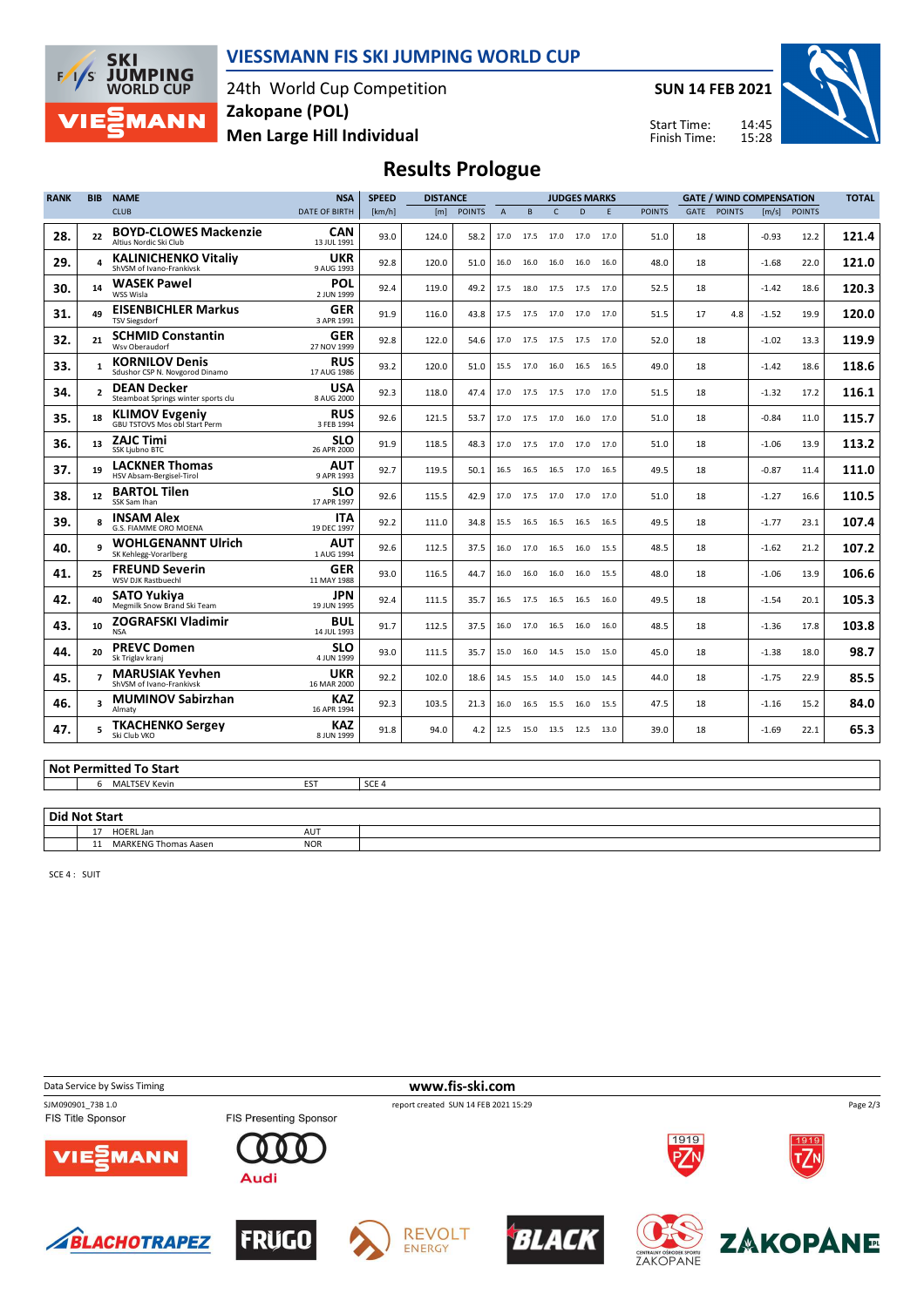# VIESSMANN FIS SKI JUMPING WORLD CUP

24th World Cup Competition
Zakopane (POL)
Men Large Hill Individual

SUN 14 FEB 2021

Start Time: 14:45
Finish Time: 15:28

## Results Prologue

| RANK | BIB | NAME / CLUB | NSA / DATE OF BIRTH | SPEED [km/h] | DISTANCE [m] | DISTANCE POINTS | A | B | C | D | E | JUDGES POINTS | GATE | GATE POINTS | WIND [m/s] | WIND POINTS | TOTAL |
|---|---|---|---|---|---|---|---|---|---|---|---|---|---|---|---|---|---|
| 28. | 22 | **BOYD-CLOWES Mackenzie** Altius Nordic Ski Club | CAN 13 JUL 1991 | 93.0 | 124.0 | 58.2 | 17.0 | 17.5 | 17.0 | 17.0 | 17.0 | 51.0 | 18 | | -0.93 | 12.2 | 121.4 |
| 29. | 4 | **KALINICHENKO Vitaliy** ShVSM of Ivano-Frankivsk | UKR 9 AUG 1993 | 92.8 | 120.0 | 51.0 | 16.0 | 16.0 | 16.0 | 16.0 | 16.0 | 48.0 | 18 | | -1.68 | 22.0 | 121.0 |
| 30. | 14 | **WASEK Pawel** WSS Wisla | POL 2 JUN 1999 | 92.4 | 119.0 | 49.2 | 17.5 | 18.0 | 17.5 | 17.5 | 17.0 | 52.5 | 18 | | -1.42 | 18.6 | 120.3 |
| 31. | 49 | **EISENBICHLER Markus** TSV Siegsdorf | GER 3 APR 1991 | 91.9 | 116.0 | 43.8 | 17.5 | 17.5 | 17.0 | 17.0 | 17.0 | 51.5 | 17 | 4.8 | -1.52 | 19.9 | 120.0 |
| 32. | 21 | **SCHMID Constantin** Wsv Oberaudorf | GER 27 NOV 1999 | 92.8 | 122.0 | 54.6 | 17.0 | 17.5 | 17.5 | 17.5 | 17.0 | 52.0 | 18 | | -1.02 | 13.3 | 119.9 |
| 33. | 1 | **KORNILOV Denis** Sdushor CSP N. Novgorod Dinamo | RUS 17 AUG 1986 | 93.2 | 120.0 | 51.0 | 15.5 | 17.0 | 16.0 | 16.5 | 16.5 | 49.0 | 18 | | -1.42 | 18.6 | 118.6 |
| 34. | 2 | **DEAN Decker** Steamboat Springs winter sports clu | USA 8 AUG 2000 | 92.3 | 118.0 | 47.4 | 17.0 | 17.5 | 17.5 | 17.0 | 17.0 | 51.5 | 18 | | -1.32 | 17.2 | 116.1 |
| 35. | 18 | **KLIMOV Evgeniy** GBU TSTOVS Mos obl Start Perm | RUS 3 FEB 1994 | 92.6 | 121.5 | 53.7 | 17.0 | 17.5 | 17.0 | 16.0 | 17.0 | 51.0 | 18 | | -0.84 | 11.0 | 115.7 |
| 36. | 13 | **ZAJC Timi** SSK Ljubno BTC | SLO 26 APR 2000 | 91.9 | 118.5 | 48.3 | 17.0 | 17.5 | 17.0 | 17.0 | 17.0 | 51.0 | 18 | | -1.06 | 13.9 | 113.2 |
| 37. | 19 | **LACKNER Thomas** HSV Absam-Bergisel-Tirol | AUT 9 APR 1993 | 92.7 | 119.5 | 50.1 | 16.5 | 16.5 | 16.5 | 17.0 | 16.5 | 49.5 | 18 | | -0.87 | 11.4 | 111.0 |
| 38. | 12 | **BARTOL Tilen** SSK Sam Ihan | SLO 17 APR 1997 | 92.6 | 115.5 | 42.9 | 17.0 | 17.5 | 17.0 | 17.0 | 17.0 | 51.0 | 18 | | -1.27 | 16.6 | 110.5 |
| 39. | 8 | **INSAM Alex** G.S. FIAMME ORO MOENA | ITA 19 DEC 1997 | 92.2 | 111.0 | 34.8 | 15.5 | 16.5 | 16.5 | 16.5 | 16.5 | 49.5 | 18 | | -1.77 | 23.1 | 107.4 |
| 40. | 9 | **WOHLGENANNT Ulrich** SK Kehlegg-Vorarlberg | AUT 1 AUG 1994 | 92.6 | 112.5 | 37.5 | 16.0 | 17.0 | 16.5 | 16.0 | 15.5 | 48.5 | 18 | | -1.62 | 21.2 | 107.2 |
| 41. | 25 | **FREUND Severin** WSV DJK Rastbuechl | GER 11 MAY 1988 | 93.0 | 116.5 | 44.7 | 16.0 | 16.0 | 16.0 | 16.0 | 15.5 | 48.0 | 18 | | -1.06 | 13.9 | 106.6 |
| 42. | 40 | **SATO Yukiya** Megmilk Snow Brand Ski Team | JPN 19 JUN 1995 | 92.4 | 111.5 | 35.7 | 16.5 | 17.5 | 16.5 | 16.5 | 16.0 | 49.5 | 18 | | -1.54 | 20.1 | 105.3 |
| 43. | 10 | **ZOGRAFSKI Vladimir** NSA | BUL 14 JUL 1993 | 91.7 | 112.5 | 37.5 | 16.0 | 17.0 | 16.5 | 16.0 | 16.0 | 48.5 | 18 | | -1.36 | 17.8 | 103.8 |
| 44. | 20 | **PREVC Domen** Sk Triglav kranj | SLO 4 JUN 1999 | 93.0 | 111.5 | 35.7 | 15.0 | 16.0 | 14.5 | 15.0 | 15.0 | 45.0 | 18 | | -1.38 | 18.0 | 98.7 |
| 45. | 7 | **MARUSIAK Yevhen** ShVSM of Ivano-Frankivsk | UKR 16 MAR 2000 | 92.2 | 102.0 | 18.6 | 14.5 | 15.5 | 14.0 | 15.0 | 14.5 | 44.0 | 18 | | -1.75 | 22.9 | 85.5 |
| 46. | 3 | **MUMINOV Sabirzhan** Almaty | KAZ 16 APR 1994 | 92.3 | 103.5 | 21.3 | 16.0 | 16.5 | 15.5 | 16.0 | 15.5 | 47.5 | 18 | | -1.16 | 15.2 | 84.0 |
| 47. | 5 | **TKACHENKO Sergey** Ski Club VKO | KAZ 8 JUN 1999 | 91.8 | 94.0 | 4.2 | 12.5 | 15.0 | 13.5 | 12.5 | 13.0 | 39.0 | 18 | | -1.69 | 22.1 | 65.3 |

**Not Permitted To Start**

| BIB | NAME | NSA | REASON |
|---|---|---|---|
| 6 | MALTSEV Kevin | EST | SCE 4 |

**Did Not Start**

| BIB | NAME | NSA |
|---|---|---|
| 17 | HOERL Jan | AUT |
| 11 | MARKENG Thomas Aasen | NOR |

SCE 4 : SUIT

Data Service by Swiss Timing — www.fis-ski.com

SJM090901_73B 1.0 — report created SUN 14 FEB 2021 15:29

FIS Title Sponsor — FIS Presenting Sponsor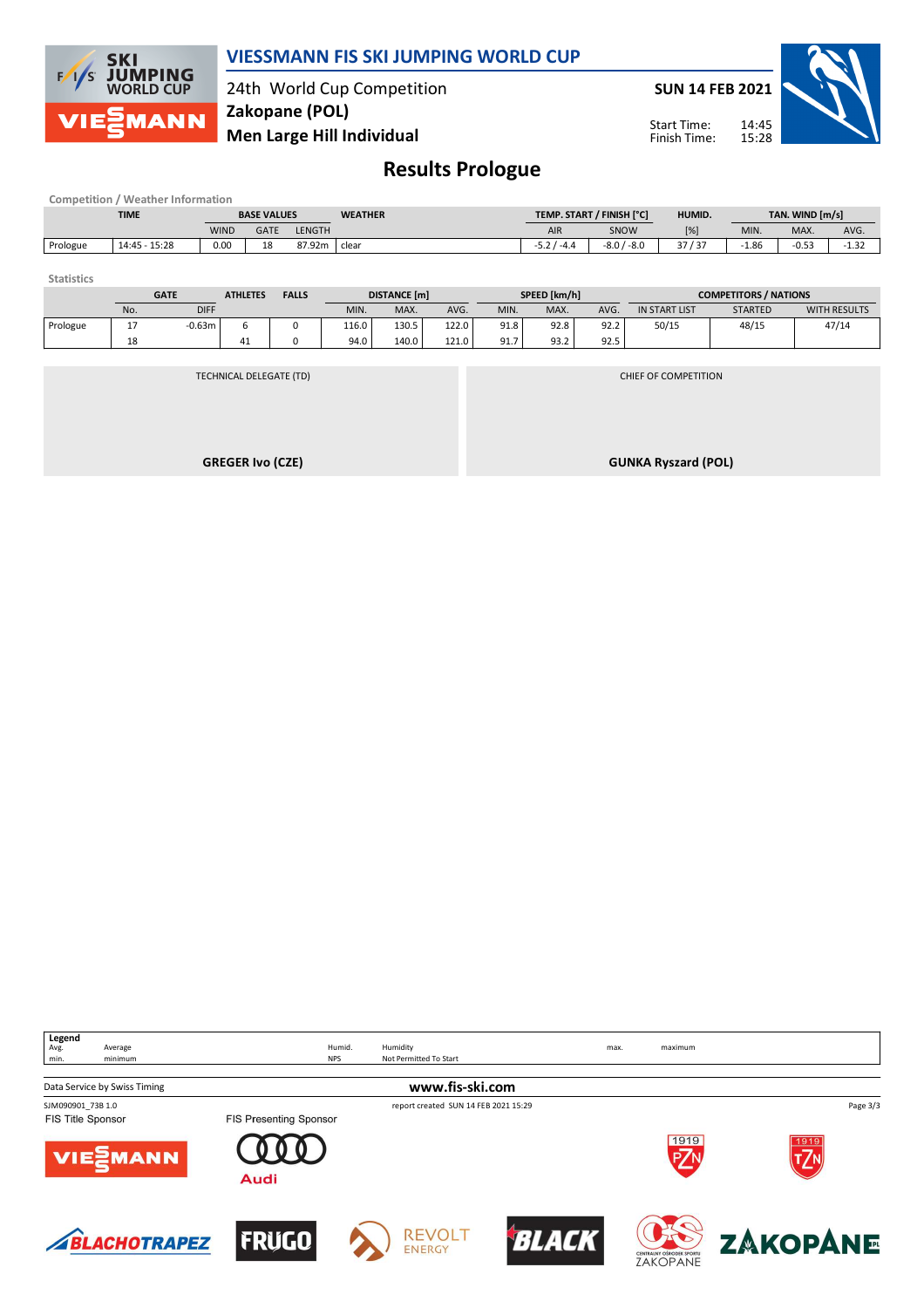# VIESSMANN FIS SKI JUMPING WORLD CUP

24th World Cup Competition
**Zakopane (POL)**
**Men Large Hill Individual**

**SUN 14 FEB 2021**

Start Time: 14:45
Finish Time: 15:28

## Results Prologue

Competition / Weather Information

| | TIME | BASE VALUES | | | WEATHER | TEMP. START / FINISH [°C] | | HUMID. | TAN. WIND [m/s] | | |
|---|---|---|---|---|---|---|---|---|---|---|---|
| | | WIND | GATE | LENGTH | | AIR | SNOW | [%] | MIN. | MAX. | AVG. |
| Prologue | 14:45 - 15:28 | 0.00 | 18 | 87.92m | clear | -5.2 / -4.4 | -8.0 / -8.0 | 37 / 37 | -1.86 | -0.53 | -1.32 |

Statistics

| | GATE | | ATHLETES | FALLS | DISTANCE [m] | | | SPEED [km/h] | | | COMPETITORS / NATIONS | | |
|---|---|---|---|---|---|---|---|---|---|---|---|---|---|
| | No. | DIFF | | | MIN. | MAX. | AVG. | MIN. | MAX. | AVG. | IN START LIST | STARTED | WITH RESULTS |
| Prologue | 17 | -0.63m | 6 | 0 | 116.0 | 130.5 | 122.0 | 91.8 | 92.8 | 92.2 | 50/15 | 48/15 | 47/14 |
| | 18 | | 41 | 0 | 94.0 | 140.0 | 121.0 | 91.7 | 93.2 | 92.5 | | | |

| TECHNICAL DELEGATE (TD) | CHIEF OF COMPETITION |
|---|---|
| **GREGER Ivo (CZE)** | **GUNKA Ryszard (POL)** |

| Legend | | | | | |
|---|---|---|---|---|---|
| Avg. | Average | Humid. | Humidity | max. | maximum |
| min. | minimum | NPS | Not Permitted To Start | | |

Data Service by Swiss Timing

www.fis-ski.com

SJM090901_73B 1.0

report created SUN 14 FEB 2021 15:29

FIS Title Sponsor

FIS Presenting Sponsor